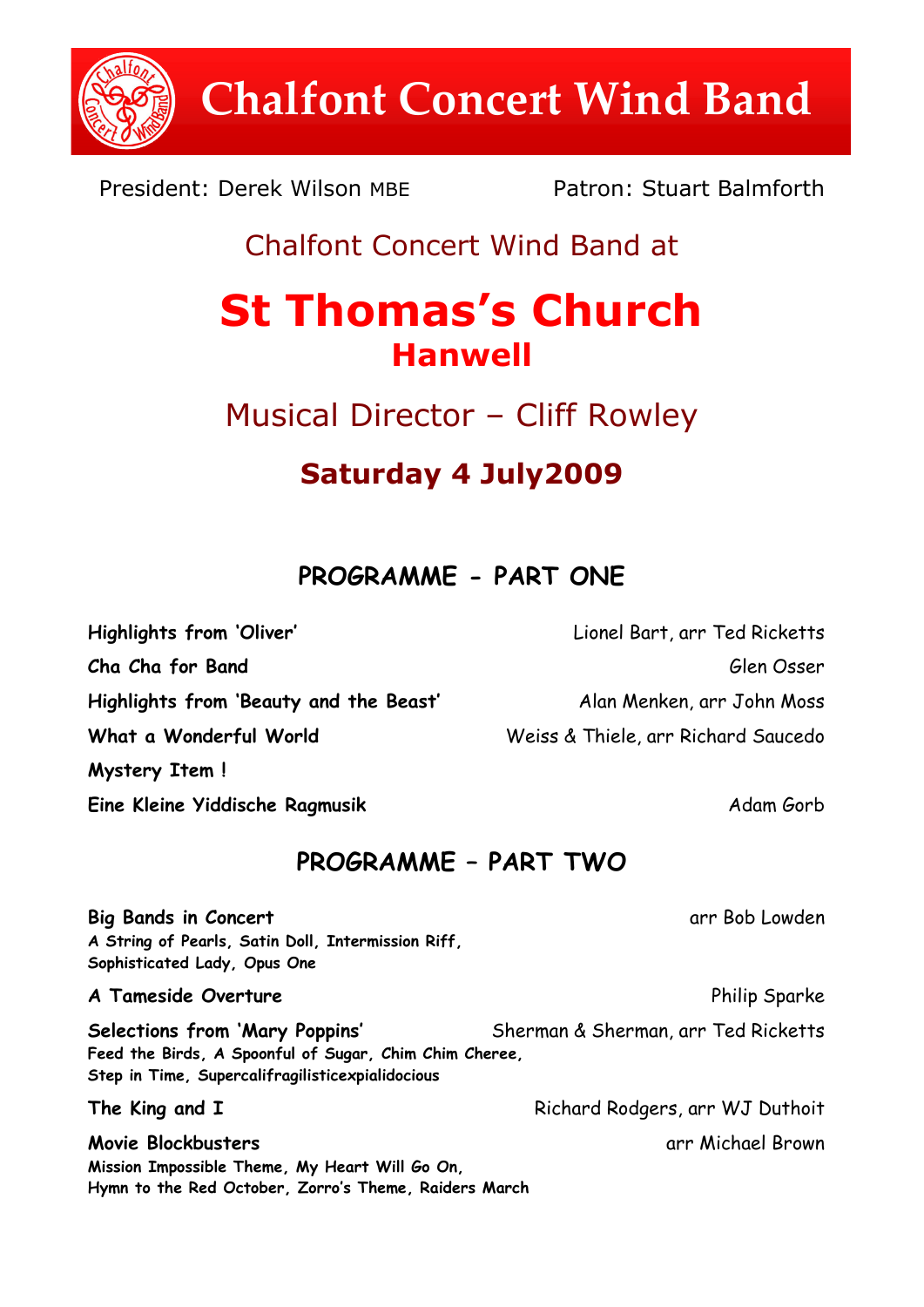# Chalfont Concert Wind Band

President: Derek Wilson MBE — Patron: Stuart Balmforth

Chalfont Concert Wind Band at

# St Thomas's Church

## Hanwell

Musical Director – Cliff Rowley

**Saturday 4 July2009**

## PROGRAMME - PART ONE

**Highlights from 'Oliver'** — Lionel Bart, arr Ted Ricketts

**Cha Cha for Band** — Glen Osser

**Highlights from 'Beauty and the Beast'** — Alan Menken, arr John Moss

**What a Wonderful World** — Weiss & Thiele, arr Richard Saucedo

**Mystery Item !**

**Eine Kleine Yiddische Ragmusik** — Adam Gorb

## PROGRAMME – PART TWO

**Big Bands in Concert** — arr Bob Lowden
**A String of Pearls, Satin Doll, Intermission Riff, Sophisticated Lady, Opus One**

**A Tameside Overture** — Philip Sparke

**Selections from 'Mary Poppins'** — Sherman & Sherman, arr Ted Ricketts
**Feed the Birds, A Spoonful of Sugar, Chim Chim Cheree, Step in Time, Supercalifragilisticexpialidocious**

**The King and I** — Richard Rodgers, arr WJ Duthoit

**Movie Blockbusters** — arr Michael Brown
**Mission Impossible Theme, My Heart Will Go On, Hymn to the Red October, Zorro's Theme, Raiders March**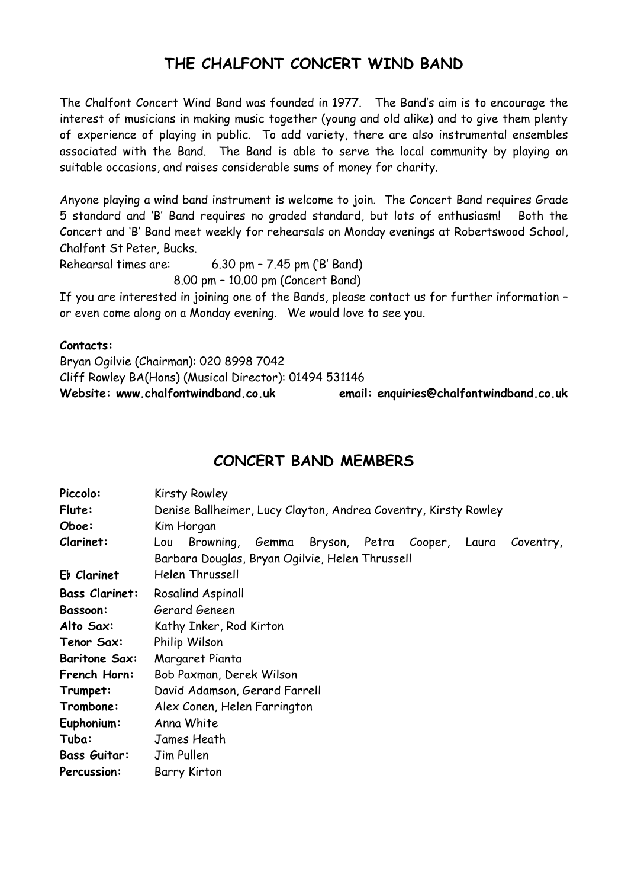## THE CHALFONT CONCERT WIND BAND

The Chalfont Concert Wind Band was founded in 1977. The Band's aim is to encourage the interest of musicians in making music together (young and old alike) and to give them plenty of experience of playing in public. To add variety, there are also instrumental ensembles associated with the Band. The Band is able to serve the local community by playing on suitable occasions, and raises considerable sums of money for charity.

Anyone playing a wind band instrument is welcome to join. The Concert Band requires Grade 5 standard and 'B' Band requires no graded standard, but lots of enthusiasm! Both the Concert and 'B' Band meet weekly for rehearsals on Monday evenings at Robertswood School, Chalfont St Peter, Bucks.

Rehearsal times are: 6.30 pm – 7.45 pm ('B' Band)
8.00 pm – 10.00 pm (Concert Band)

If you are interested in joining one of the Bands, please contact us for further information – or even come along on a Monday evening. We would love to see you.

**Contacts:**
Bryan Ogilvie (Chairman): 020 8998 7042
Cliff Rowley BA(Hons) (Musical Director): 01494 531146
**Website: www.chalfontwindband.co.uk** **email: enquiries@chalfontwindband.co.uk**

## CONCERT BAND MEMBERS

| | |
|---|---|
| **Piccolo:** | Kirsty Rowley |
| **Flute:** | Denise Ballheimer, Lucy Clayton, Andrea Coventry, Kirsty Rowley |
| **Oboe:** | Kim Horgan |
| **Clarinet:** | Lou Browning, Gemma Bryson, Petra Cooper, Laura Coventry, Barbara Douglas, Bryan Ogilvie, Helen Thrussell |
| **E♭ Clarinet** | Helen Thrussell |
| **Bass Clarinet:** | Rosalind Aspinall |
| **Bassoon:** | Gerard Geneen |
| **Alto Sax:** | Kathy Inker, Rod Kirton |
| **Tenor Sax:** | Philip Wilson |
| **Baritone Sax:** | Margaret Pianta |
| **French Horn:** | Bob Paxman, Derek Wilson |
| **Trumpet:** | David Adamson, Gerard Farrell |
| **Trombone:** | Alex Conen, Helen Farrington |
| **Euphonium:** | Anna White |
| **Tuba:** | James Heath |
| **Bass Guitar:** | Jim Pullen |
| **Percussion:** | Barry Kirton |